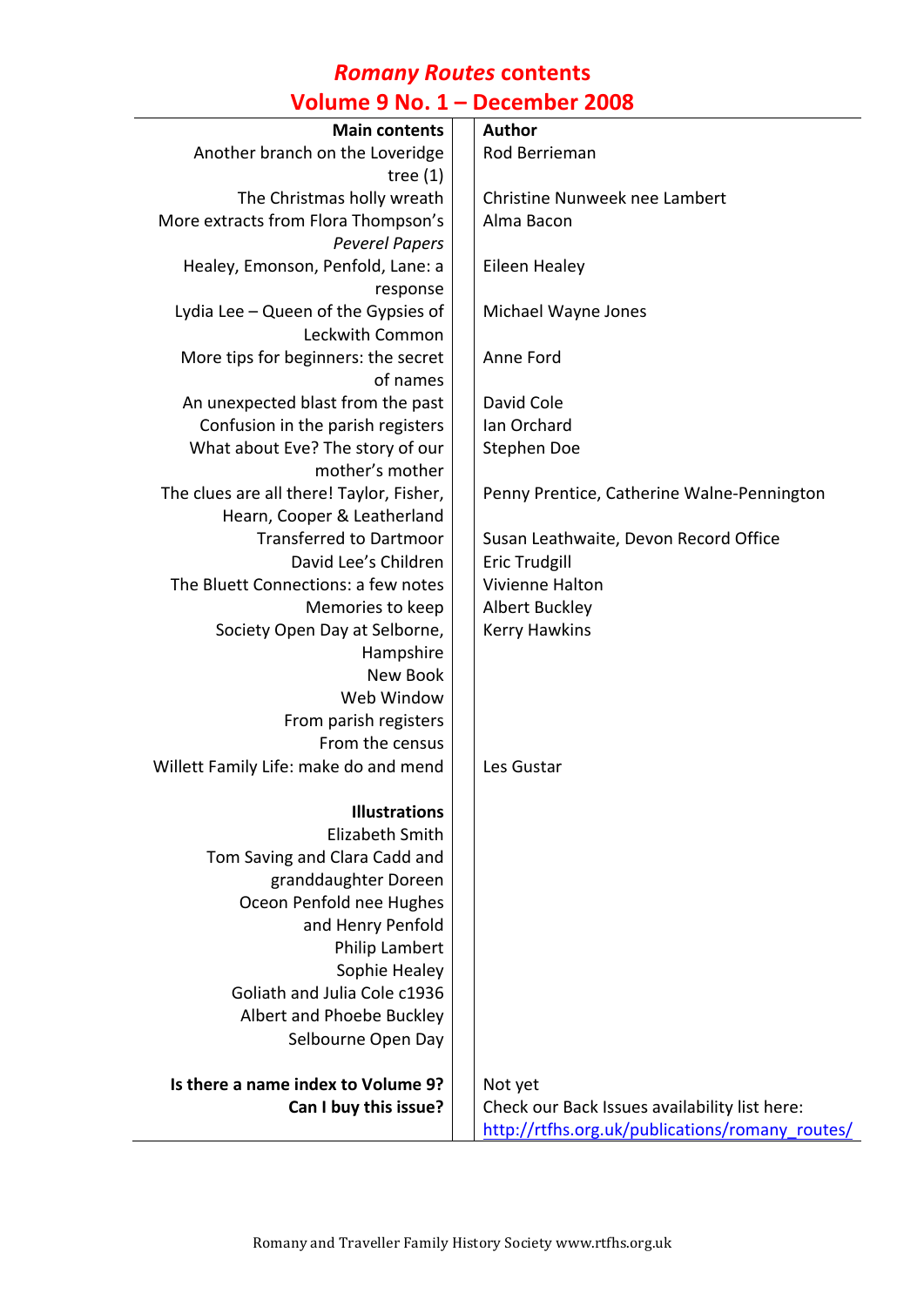# *Romany Routes* contents
## Volume 9 No. 1 – December 2008

| Main contents | Author |
|---|---|
| Another branch on the Loveridge tree (1) | Rod Berrieman |
| The Christmas holly wreath | Christine Nunweek nee Lambert |
| More extracts from Flora Thompson's *Peverel Papers* | Alma Bacon |
| Healey, Emonson, Penfold, Lane: a response | Eileen Healey |
| Lydia Lee – Queen of the Gypsies of Leckwith Common | Michael Wayne Jones |
| More tips for beginners: the secret of names | Anne Ford |
| An unexpected blast from the past | David Cole |
| Confusion in the parish registers | Ian Orchard |
| What about Eve? The story of our mother's mother | Stephen Doe |
| The clues are all there! Taylor, Fisher, Hearn, Cooper & Leatherland | Penny Prentice, Catherine Walne-Pennington |
| Transferred to Dartmoor | Susan Leathwaite, Devon Record Office |
| David Lee's Children | Eric Trudgill |
| The Bluett Connections: a few notes | Vivienne Halton |
| Memories to keep | Albert Buckley |
| Society Open Day at Selborne, Hampshire | Kerry Hawkins |
| New Book | |
| Web Window | |
| From parish registers | |
| From the census | |
| Willett Family Life: make do and mend | Les Gustar |
| **Illustrations** | |
| Elizabeth Smith | |
| Tom Saving and Clara Cadd and granddaughter Doreen | |
| Oceon Penfold nee Hughes and Henry Penfold | |
| Philip Lambert | |
| Sophie Healey | |
| Goliath and Julia Cole c1936 | |
| Albert and Phoebe Buckley | |
| Selbourne Open Day | |
| **Is there a name index to Volume 9?** | Not yet |
| **Can I buy this issue?** | Check our Back Issues availability list here: http://rtfhs.org.uk/publications/romany_routes/ |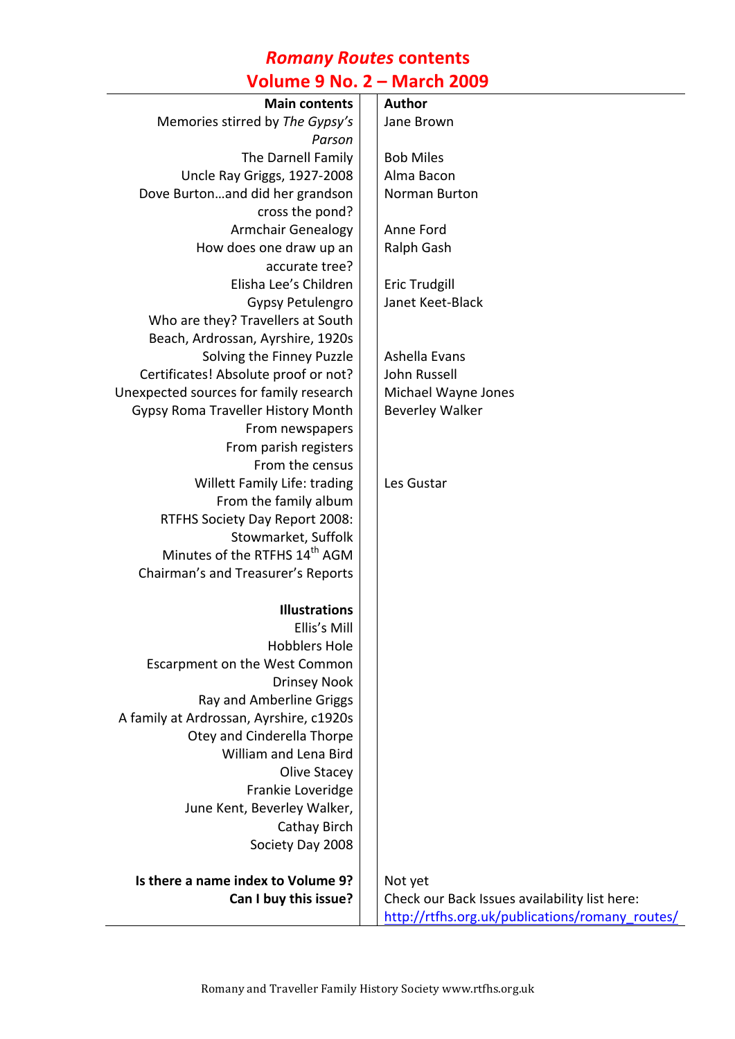# *Romany Routes* contents

## Volume 9 No. 2 – March 2009

| Main contents | Author |
|---|---|
| Memories stirred by *The Gypsy's Parson* | Jane Brown |
| The Darnell Family | Bob Miles |
| Uncle Ray Griggs, 1927-2008 | Alma Bacon |
| Dove Burton…and did her grandson cross the pond? | Norman Burton |
| Armchair Genealogy | Anne Ford |
| How does one draw up an accurate tree? | Ralph Gash |
| Elisha Lee's Children | Eric Trudgill |
| Gypsy Petulengro | Janet Keet-Black |
| Who are they? Travellers at South Beach, Ardrossan, Ayrshire, 1920s | |
| Solving the Finney Puzzle | Ashella Evans |
| Certificates! Absolute proof or not? | John Russell |
| Unexpected sources for family research | Michael Wayne Jones |
| Gypsy Roma Traveller History Month | Beverley Walker |
| From newspapers | |
| From parish registers | |
| From the census | |
| Willett Family Life: trading | Les Gustar |
| From the family album | |
| RTFHS Society Day Report 2008: Stowmarket, Suffolk | |
| Minutes of the RTFHS 14th AGM | |
| Chairman's and Treasurer's Reports | |
| | |
| **Illustrations** | |
| Ellis's Mill | |
| Hobblers Hole | |
| Escarpment on the West Common | |
| Drinsey Nook | |
| Ray and Amberline Griggs | |
| A family at Ardrossan, Ayrshire, c1920s | |
| Otey and Cinderella Thorpe | |
| William and Lena Bird | |
| Olive Stacey | |
| Frankie Loveridge | |
| June Kent, Beverley Walker, Cathay Birch | |
| Society Day 2008 | |
| | |
| **Is there a name index to Volume 9?** | Not yet |
| **Can I buy this issue?** | Check our Back Issues availability list here: http://rtfhs.org.uk/publications/romany_routes/ |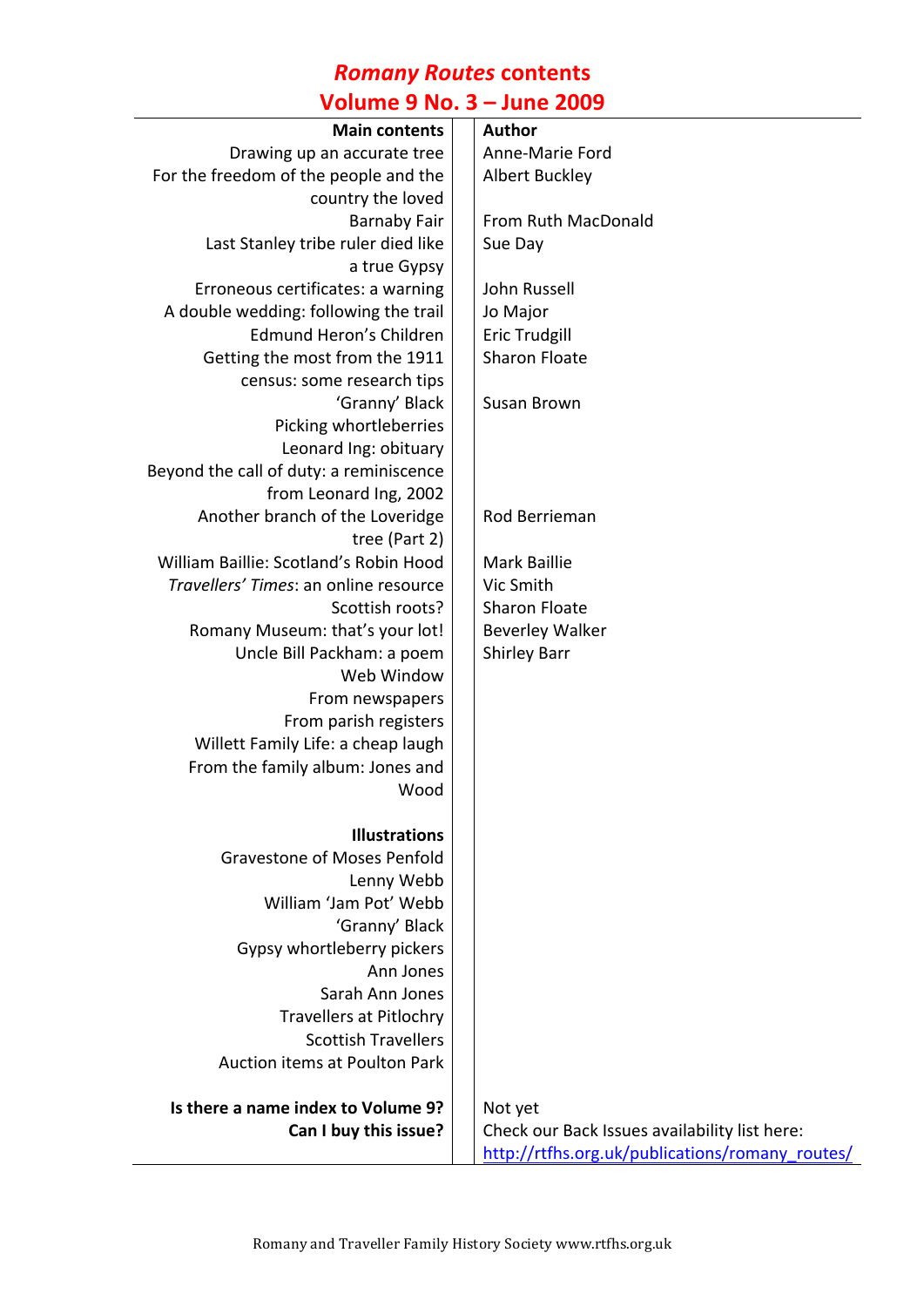# *Romany Routes* contents
## Volume 9 No. 3 – June 2009

| Main contents | Author |
|---|---|
| Drawing up an accurate tree | Anne-Marie Ford |
| For the freedom of the people and the country the loved | Albert Buckley |
| Barnaby Fair | From Ruth MacDonald |
| Last Stanley tribe ruler died like a true Gypsy | Sue Day |
| Erroneous certificates: a warning | John Russell |
| A double wedding: following the trail | Jo Major |
| Edmund Heron's Children | Eric Trudgill |
| Getting the most from the 1911 census: some research tips | Sharon Floate |
| 'Granny' Black | Susan Brown |
| Picking whortleberries | |
| Leonard Ing: obituary | |
| Beyond the call of duty: a reminiscence from Leonard Ing, 2002 | |
| Another branch of the Loveridge tree (Part 2) | Rod Berrieman |
| William Baillie: Scotland's Robin Hood | Mark Baillie |
| *Travellers' Times*: an online resource | Vic Smith |
| Scottish roots? | Sharon Floate |
| Romany Museum: that's your lot! | Beverley Walker |
| Uncle Bill Packham: a poem | Shirley Barr |
| Web Window | |
| From newspapers | |
| From parish registers | |
| Willett Family Life: a cheap laugh | |
| From the family album: Jones and Wood | |
| **Illustrations** | |
| Gravestone of Moses Penfold | |
| Lenny Webb | |
| William 'Jam Pot' Webb | |
| 'Granny' Black | |
| Gypsy whortleberry pickers | |
| Ann Jones | |
| Sarah Ann Jones | |
| Travellers at Pitlochry | |
| Scottish Travellers | |
| Auction items at Poulton Park | |
| **Is there a name index to Volume 9?** | Not yet |
| **Can I buy this issue?** | Check our Back Issues availability list here: http://rtfhs.org.uk/publications/romany_routes/ |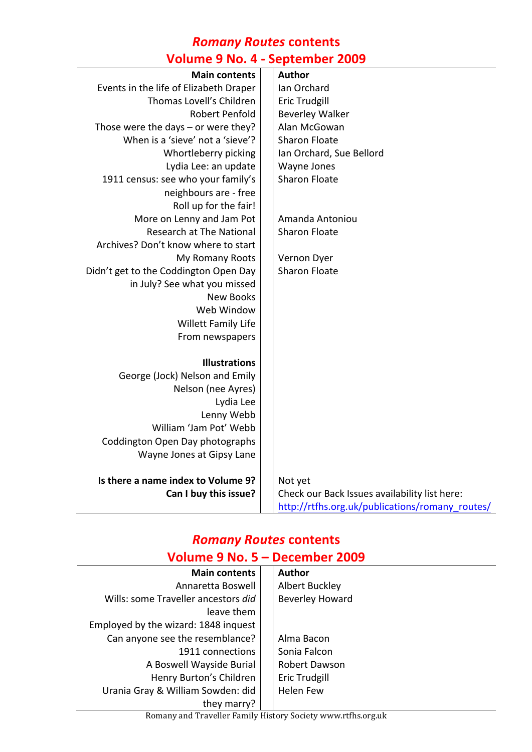## *Romany Routes* contents
## Volume 9 No. 4 - September 2009

| Main contents | Author |
|---|---|
| Events in the life of Elizabeth Draper | Ian Orchard |
| Thomas Lovell's Children | Eric Trudgill |
| Robert Penfold | Beverley Walker |
| Those were the days – or were they? | Alan McGowan |
| When is a 'sieve' not a 'sieve'? | Sharon Floate |
| Whortleberry picking | Ian Orchard, Sue Bellord |
| Lydia Lee: an update | Wayne Jones |
| 1911 census: see who your family's neighbours are - free | Sharon Floate |
| Roll up for the fair! | |
| More on Lenny and Jam Pot | Amanda Antoniou |
| Research at The National Archives? Don't know where to start | Sharon Floate |
| My Romany Roots | Vernon Dyer |
| Didn't get to the Coddington Open Day in July? See what you missed | Sharon Floate |
| New Books | |
| Web Window | |
| Willett Family Life | |
| From newspapers | |
| | |
| **Illustrations** | |
| George (Jock) Nelson and Emily Nelson (nee Ayres) | |
| Lydia Lee | |
| Lenny Webb | |
| William 'Jam Pot' Webb | |
| Coddington Open Day photographs | |
| Wayne Jones at Gipsy Lane | |
| | |
| **Is there a name index to Volume 9?** | Not yet |
| **Can I buy this issue?** | Check our Back Issues availability list here: http://rtfhs.org.uk/publications/romany_routes/ |

## *Romany Routes* contents
## Volume 9 No. 5 – December 2009

| Main contents | Author |
|---|---|
| Annaretta Boswell | Albert Buckley |
| Wills: some Traveller ancestors *did* leave them | Beverley Howard |
| Employed by the wizard: 1848 inquest | |
| Can anyone see the resemblance? | Alma Bacon |
| 1911 connections | Sonia Falcon |
| A Boswell Wayside Burial | Robert Dawson |
| Henry Burton's Children | Eric Trudgill |
| Urania Gray & William Sowden: did they marry? | Helen Few |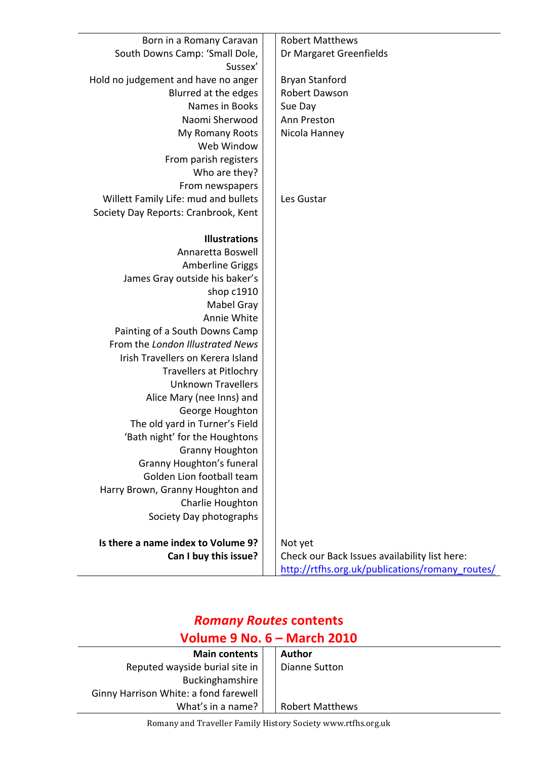| | |
|---|---|
| Born in a Romany Caravan | Robert Matthews |
| South Downs Camp: 'Small Dole, Sussex' | Dr Margaret Greenfields |
| Hold no judgement and have no anger | Bryan Stanford |
| Blurred at the edges | Robert Dawson |
| Names in Books | Sue Day |
| Naomi Sherwood | Ann Preston |
| My Romany Roots | Nicola Hanney |
| Web Window | |
| From parish registers | |
| Who are they? | |
| From newspapers | |
| Willett Family Life: mud and bullets | Les Gustar |
| Society Day Reports: Cranbrook, Kent | |
| | |
| **Illustrations** | |
| Annaretta Boswell | |
| Amberline Griggs | |
| James Gray outside his baker's shop c1910 | |
| Mabel Gray | |
| Annie White | |
| Painting of a South Downs Camp | |
| From the *London Illustrated News* | |
| Irish Travellers on Kerera Island | |
| Travellers at Pitlochry | |
| Unknown Travellers | |
| Alice Mary (nee Inns) and George Houghton | |
| The old yard in Turner's Field | |
| 'Bath night' for the Houghtons | |
| Granny Houghton | |
| Granny Houghton's funeral | |
| Golden Lion football team | |
| Harry Brown, Granny Houghton and Charlie Houghton | |
| Society Day photographs | |
| | |
| **Is there a name index to Volume 9?** | Not yet |
| **Can I buy this issue?** | Check our Back Issues availability list here: http://rtfhs.org.uk/publications/romany_routes/ |

## *Romany Routes* contents
## Volume 9 No. 6 – March 2010

| Main contents | Author |
|---|---|
| Reputed wayside burial site in Buckinghamshire | Dianne Sutton |
| Ginny Harrison White: a fond farewell | |
| What's in a name? | Robert Matthews |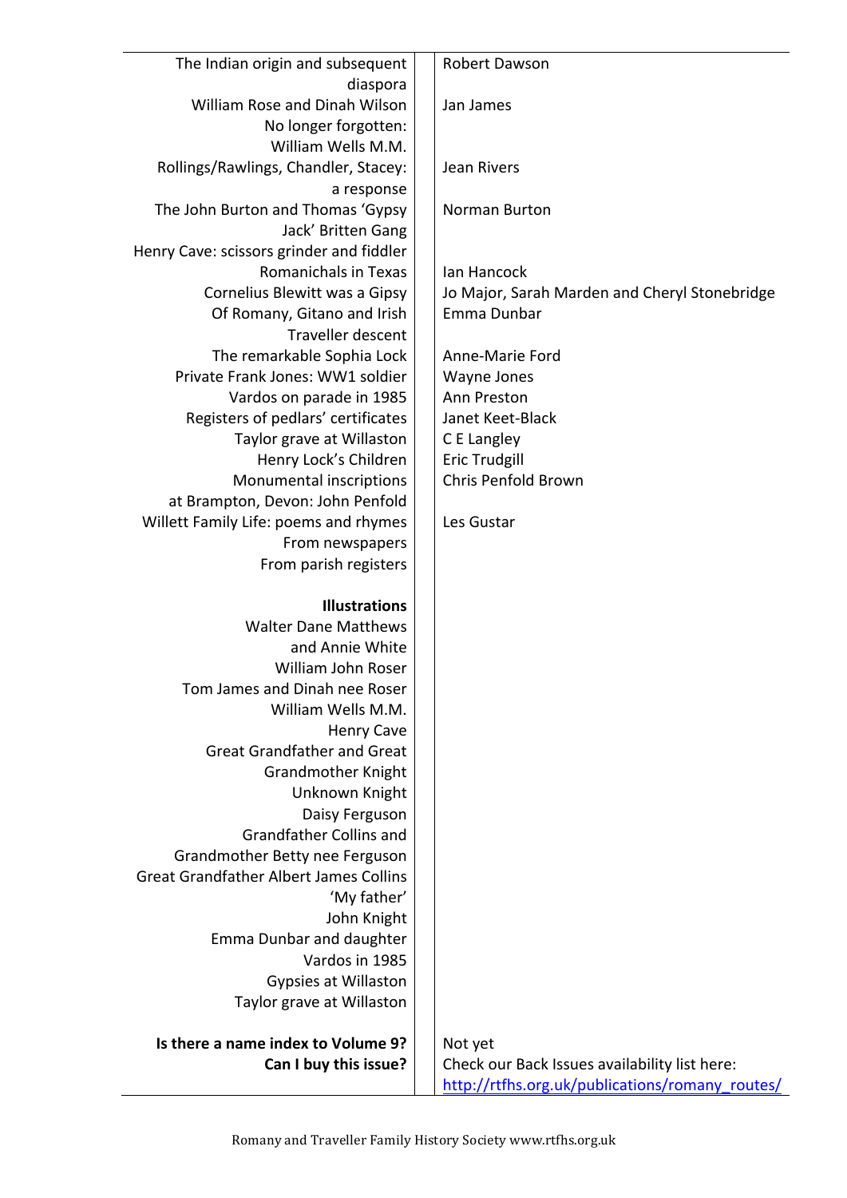| | |
|---|---|
| The Indian origin and subsequent diaspora | Robert Dawson |
| William Rose and Dinah Wilson | Jan James |
| No longer forgotten: William Wells M.M. | |
| Rollings/Rawlings, Chandler, Stacey: a response | Jean Rivers |
| The John Burton and Thomas 'Gypsy Jack' Britten Gang | Norman Burton |
| Henry Cave: scissors grinder and fiddler | |
| Romanichals in Texas | Ian Hancock |
| Cornelius Blewitt was a Gipsy | Jo Major, Sarah Marden and Cheryl Stonebridge |
| Of Romany, Gitano and Irish Traveller descent | Emma Dunbar |
| The remarkable Sophia Lock | Anne-Marie Ford |
| Private Frank Jones: WW1 soldier | Wayne Jones |
| Vardos on parade in 1985 | Ann Preston |
| Registers of pedlars' certificates | Janet Keet-Black |
| Taylor grave at Willaston | C E Langley |
| Henry Lock's Children | Eric Trudgill |
| Monumental inscriptions at Brampton, Devon: John Penfold | Chris Penfold Brown |
| Willett Family Life: poems and rhymes | Les Gustar |
| From newspapers | |
| From parish registers | |
| | |
| **Illustrations** | |
| Walter Dane Matthews and Annie White | |
| William John Roser | |
| Tom James and Dinah nee Roser | |
| William Wells M.M. | |
| Henry Cave | |
| Great Grandfather and Great Grandmother Knight | |
| Unknown Knight | |
| Daisy Ferguson | |
| Grandfather Collins and Grandmother Betty nee Ferguson | |
| Great Grandfather Albert James Collins | |
| 'My father' | |
| John Knight | |
| Emma Dunbar and daughter | |
| Vardos in 1985 | |
| Gypsies at Willaston | |
| Taylor grave at Willaston | |
| | |
| **Is there a name index to Volume 9?** | Not yet |
| **Can I buy this issue?** | Check our Back Issues availability list here: http://rtfhs.org.uk/publications/romany_routes/ |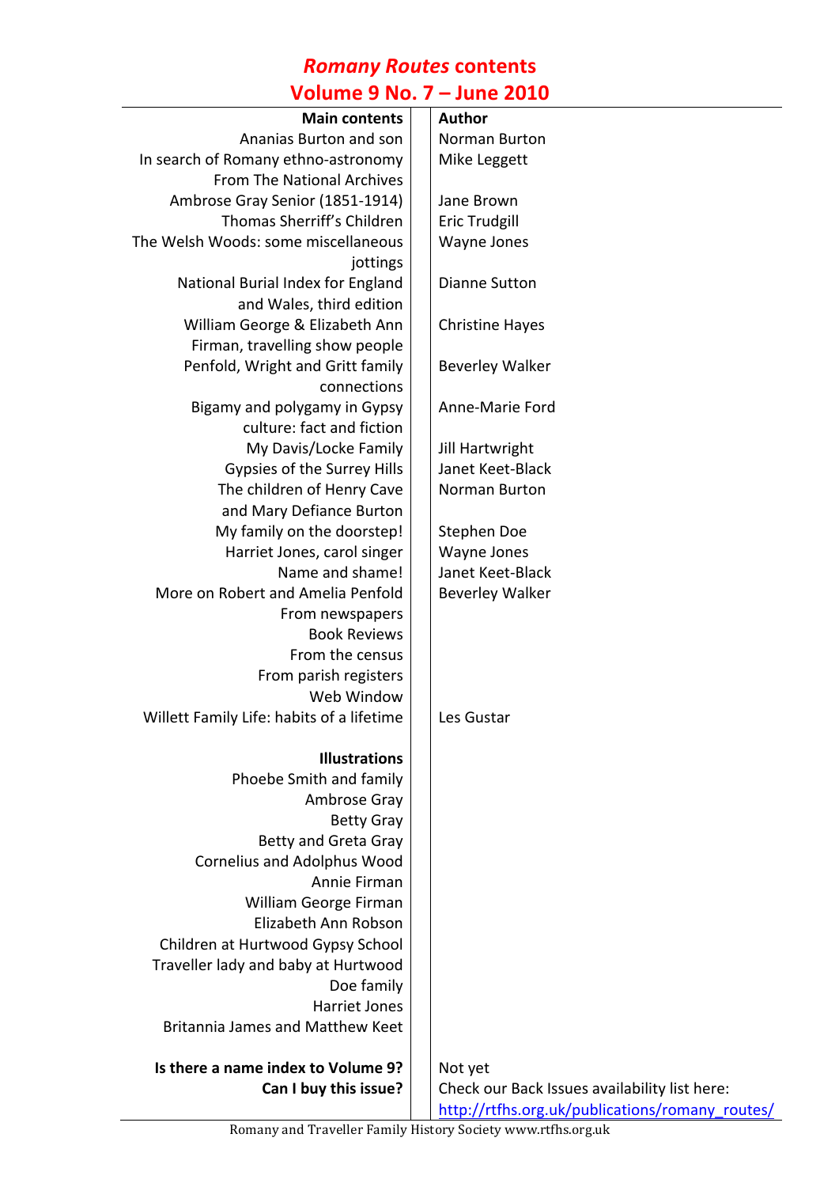# *Romany Routes* contents
## Volume 9 No. 7 – June 2010

| Main contents | Author |
|---|---|
| Ananias Burton and son | Norman Burton |
| In search of Romany ethno-astronomy | Mike Leggett |
| From The National Archives | |
| Ambrose Gray Senior (1851-1914) | Jane Brown |
| Thomas Sherriff's Children | Eric Trudgill |
| The Welsh Woods: some miscellaneous jottings | Wayne Jones |
| National Burial Index for England and Wales, third edition | Dianne Sutton |
| William George & Elizabeth Ann Firman, travelling show people | Christine Hayes |
| Penfold, Wright and Gritt family connections | Beverley Walker |
| Bigamy and polygamy in Gypsy culture: fact and fiction | Anne-Marie Ford |
| My Davis/Locke Family | Jill Hartwright |
| Gypsies of the Surrey Hills | Janet Keet-Black |
| The children of Henry Cave and Mary Defiance Burton | Norman Burton |
| My family on the doorstep! | Stephen Doe |
| Harriet Jones, carol singer | Wayne Jones |
| Name and shame! | Janet Keet-Black |
| More on Robert and Amelia Penfold | Beverley Walker |
| From newspapers | |
| Book Reviews | |
| From the census | |
| From parish registers | |
| Web Window | |
| Willett Family Life: habits of a lifetime | Les Gustar |
| | |
| **Illustrations** | |
| Phoebe Smith and family | |
| Ambrose Gray | |
| Betty Gray | |
| Betty and Greta Gray | |
| Cornelius and Adolphus Wood | |
| Annie Firman | |
| William George Firman | |
| Elizabeth Ann Robson | |
| Children at Hurtwood Gypsy School | |
| Traveller lady and baby at Hurtwood | |
| Doe family | |
| Harriet Jones | |
| Britannia James and Matthew Keet | |
| | |
| **Is there a name index to Volume 9?** | Not yet |
| **Can I buy this issue?** | Check our Back Issues availability list here: http://rtfhs.org.uk/publications/romany_routes/ |

Romany and Traveller Family History Society www.rtfhs.org.uk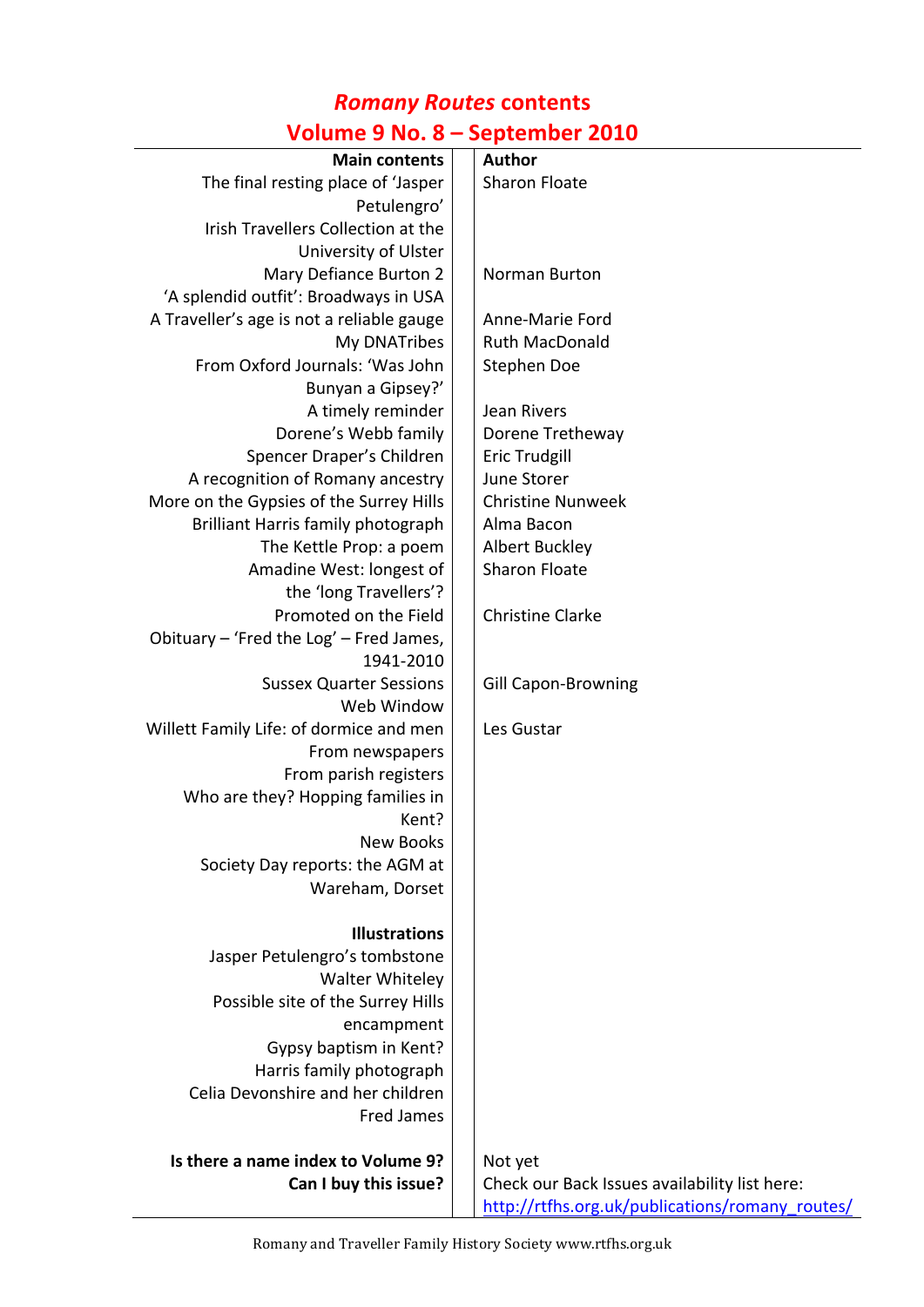# *Romany Routes* contents

## Volume 9 No. 8 – September 2010

| Main contents | Author |
| --- | --- |
| The final resting place of 'Jasper Petulengro' | Sharon Floate |
| Irish Travellers Collection at the University of Ulster | |
| Mary Defiance Burton 2 | Norman Burton |
| 'A splendid outfit': Broadways in USA | |
| A Traveller's age is not a reliable gauge | Anne-Marie Ford |
| My DNATribes | Ruth MacDonald |
| From Oxford Journals: 'Was John Bunyan a Gipsey?' | Stephen Doe |
| A timely reminder | Jean Rivers |
| Dorene's Webb family | Dorene Tretheway |
| Spencer Draper's Children | Eric Trudgill |
| A recognition of Romany ancestry | June Storer |
| More on the Gypsies of the Surrey Hills | Christine Nunweek |
| Brilliant Harris family photograph | Alma Bacon |
| The Kettle Prop: a poem | Albert Buckley |
| Amadine West: longest of the 'long Travellers'? | Sharon Floate |
| Promoted on the Field | Christine Clarke |
| Obituary – 'Fred the Log' – Fred James, 1941-2010 | |
| Sussex Quarter Sessions | Gill Capon-Browning |
| Web Window | |
| Willett Family Life: of dormice and men | Les Gustar |
| From newspapers | |
| From parish registers | |
| Who are they? Hopping families in Kent? | |
| New Books | |
| Society Day reports: the AGM at Wareham, Dorset | |
| | |
| **Illustrations** | |
| Jasper Petulengro's tombstone | |
| Walter Whiteley | |
| Possible site of the Surrey Hills encampment | |
| Gypsy baptism in Kent? | |
| Harris family photograph | |
| Celia Devonshire and her children | |
| Fred James | |
| | |
| **Is there a name index to Volume 9?** | Not yet |
| **Can I buy this issue?** | Check our Back Issues availability list here: http://rtfhs.org.uk/publications/romany_routes/ |